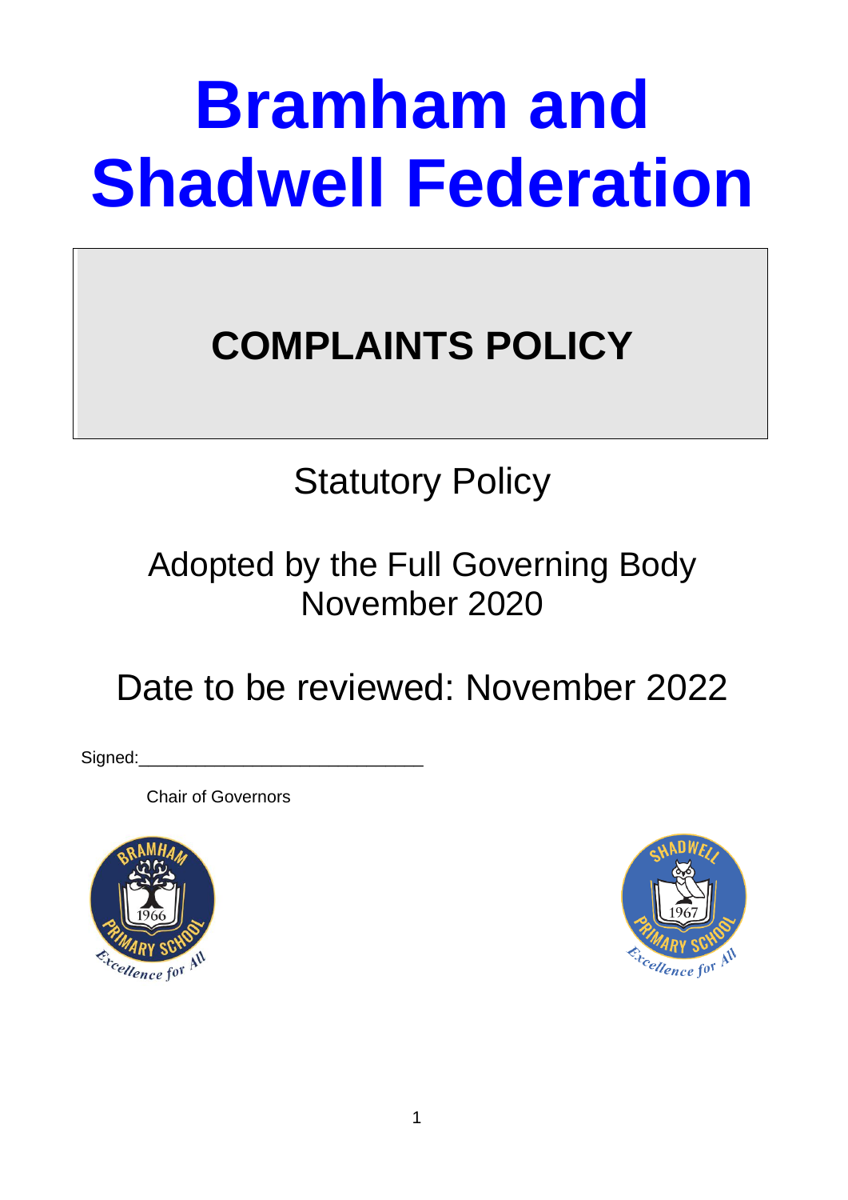# Bramham and Shadwell Federation

## COMPLAINTS POLICY

Statutory Policy

Adopted by the Full Governing Body
November 2020

Date to be reviewed: November 2022

Signed:____________________________

Chair of Governors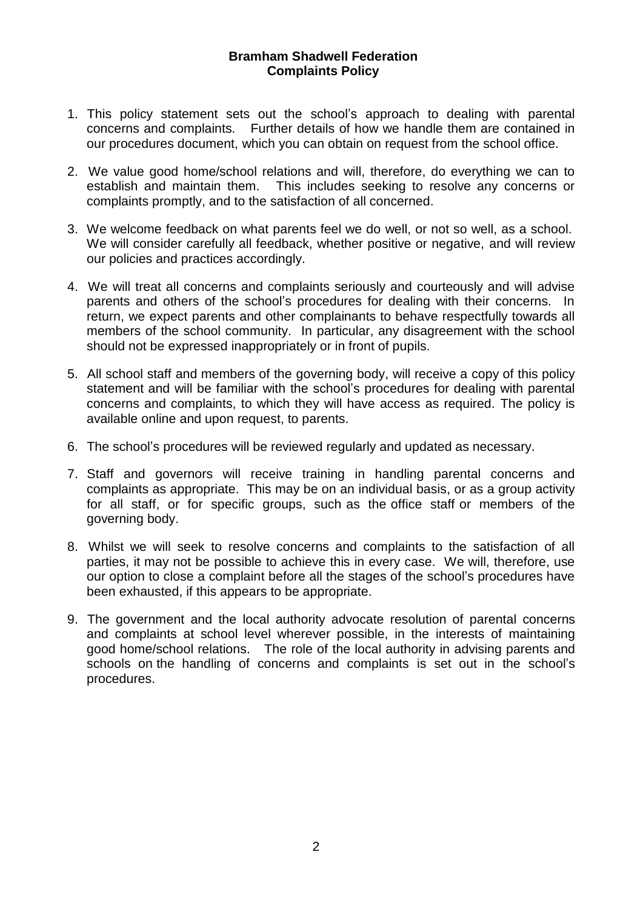# Bramham Shadwell Federation
## Complaints Policy

1. This policy statement sets out the school's approach to dealing with parental concerns and complaints. Further details of how we handle them are contained in our procedures document, which you can obtain on request from the school office.

2. We value good home/school relations and will, therefore, do everything we can to establish and maintain them. This includes seeking to resolve any concerns or complaints promptly, and to the satisfaction of all concerned.

3. We welcome feedback on what parents feel we do well, or not so well, as a school. We will consider carefully all feedback, whether positive or negative, and will review our policies and practices accordingly.

4. We will treat all concerns and complaints seriously and courteously and will advise parents and others of the school's procedures for dealing with their concerns. In return, we expect parents and other complainants to behave respectfully towards all members of the school community. In particular, any disagreement with the school should not be expressed inappropriately or in front of pupils.

5. All school staff and members of the governing body, will receive a copy of this policy statement and will be familiar with the school's procedures for dealing with parental concerns and complaints, to which they will have access as required. The policy is available online and upon request, to parents.

6. The school's procedures will be reviewed regularly and updated as necessary.

7. Staff and governors will receive training in handling parental concerns and complaints as appropriate. This may be on an individual basis, or as a group activity for all staff, or for specific groups, such as the office staff or members of the governing body.

8. Whilst we will seek to resolve concerns and complaints to the satisfaction of all parties, it may not be possible to achieve this in every case. We will, therefore, use our option to close a complaint before all the stages of the school's procedures have been exhausted, if this appears to be appropriate.

9. The government and the local authority advocate resolution of parental concerns and complaints at school level wherever possible, in the interests of maintaining good home/school relations. The role of the local authority in advising parents and schools on the handling of concerns and complaints is set out in the school's procedures.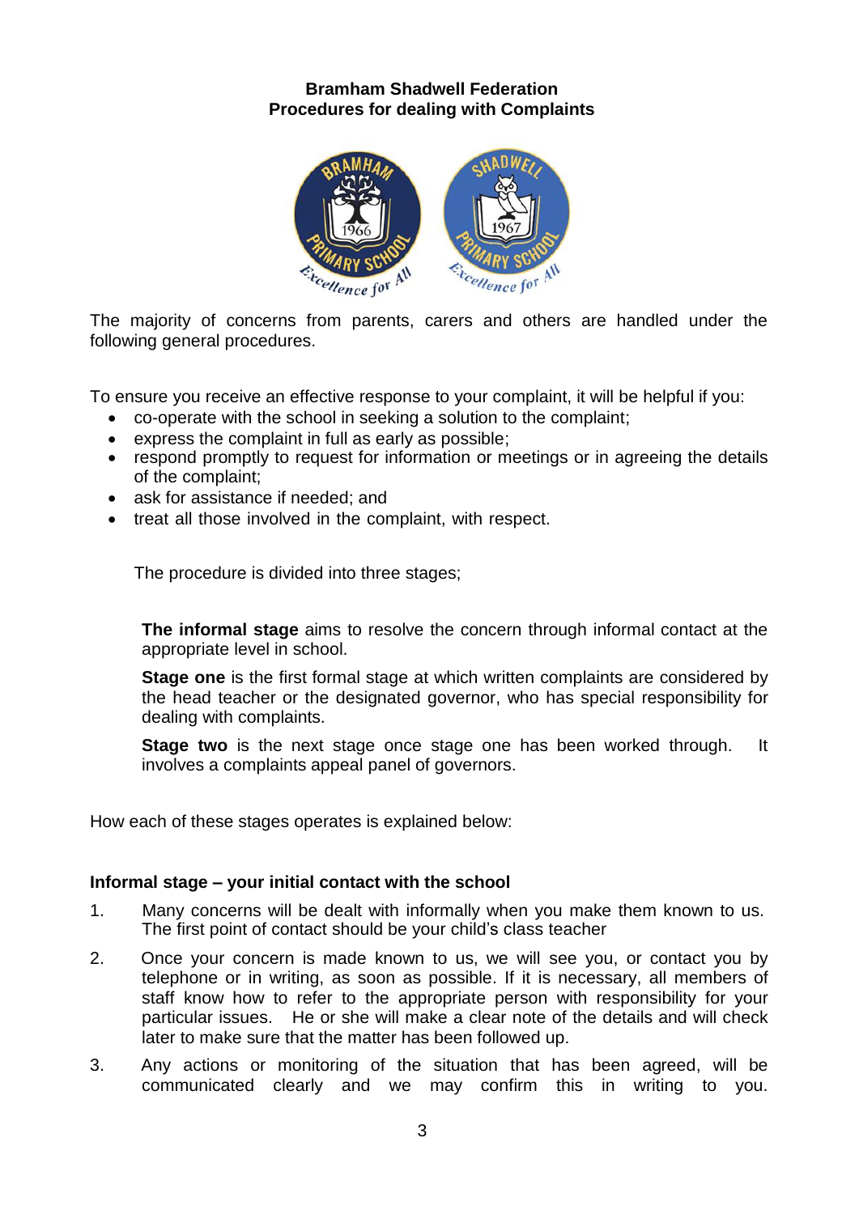**Bramham Shadwell Federation**
**Procedures for dealing with Complaints**

The majority of concerns from parents, carers and others are handled under the following general procedures.

To ensure you receive an effective response to your complaint, it will be helpful if you:

- co-operate with the school in seeking a solution to the complaint;
- express the complaint in full as early as possible;
- respond promptly to request for information or meetings or in agreeing the details of the complaint;
- ask for assistance if needed; and
- treat all those involved in the complaint, with respect.

The procedure is divided into three stages;

**The informal stage** aims to resolve the concern through informal contact at the appropriate level in school.

**Stage one** is the first formal stage at which written complaints are considered by the head teacher or the designated governor, who has special responsibility for dealing with complaints.

**Stage two** is the next stage once stage one has been worked through. It involves a complaints appeal panel of governors.

How each of these stages operates is explained below:

**Informal stage – your initial contact with the school**

1. Many concerns will be dealt with informally when you make them known to us. The first point of contact should be your child's class teacher
2. Once your concern is made known to us, we will see you, or contact you by telephone or in writing, as soon as possible. If it is necessary, all members of staff know how to refer to the appropriate person with responsibility for your particular issues. He or she will make a clear note of the details and will check later to make sure that the matter has been followed up.
3. Any actions or monitoring of the situation that has been agreed, will be communicated clearly and we may confirm this in writing to you.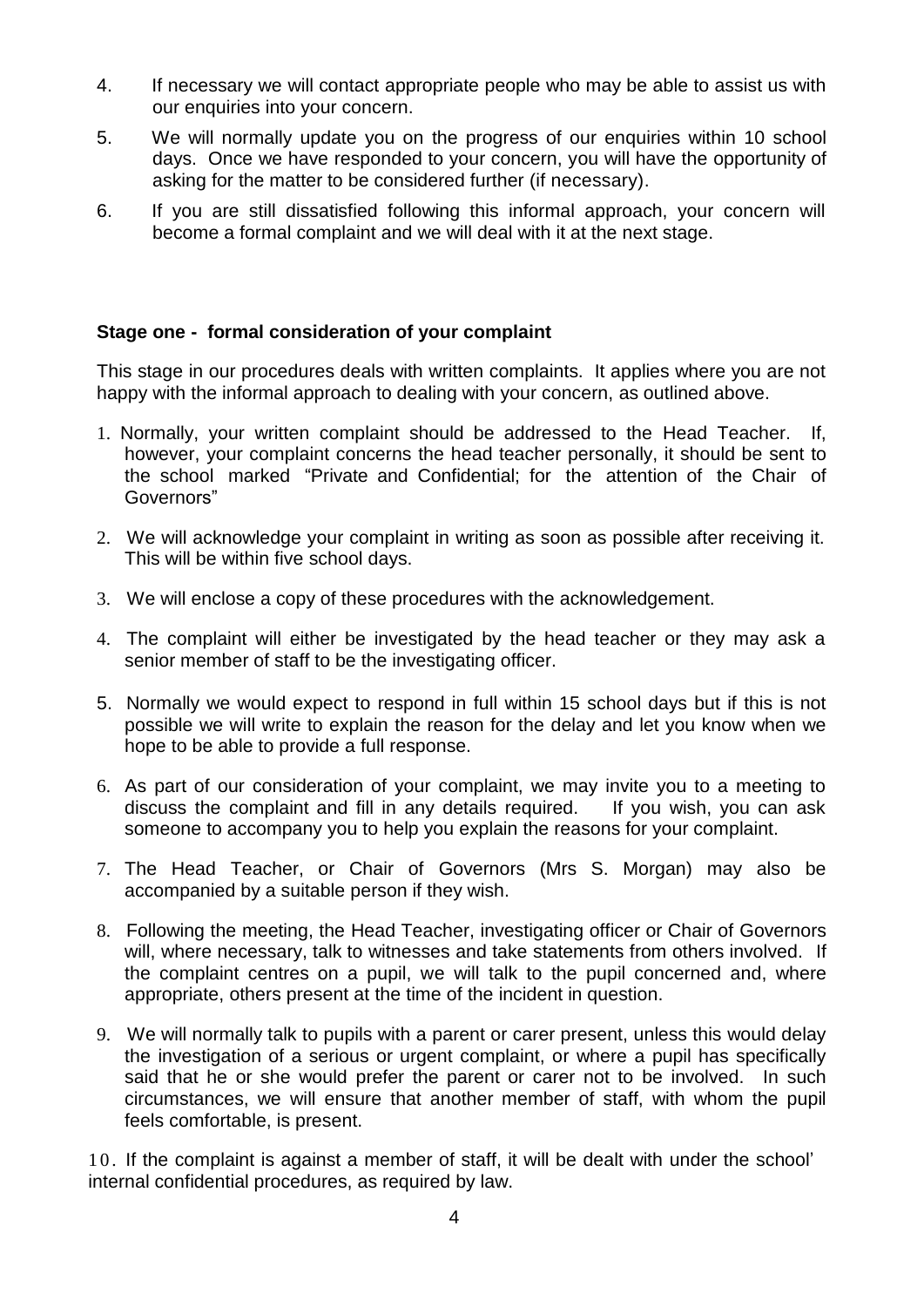4. If necessary we will contact appropriate people who may be able to assist us with our enquiries into your concern.
5. We will normally update you on the progress of our enquiries within 10 school days. Once we have responded to your concern, you will have the opportunity of asking for the matter to be considered further (if necessary).
6. If you are still dissatisfied following this informal approach, your concern will become a formal complaint and we will deal with it at the next stage.

**Stage one - formal consideration of your complaint**

This stage in our procedures deals with written complaints. It applies where you are not happy with the informal approach to dealing with your concern, as outlined above.

1. Normally, your written complaint should be addressed to the Head Teacher. If, however, your complaint concerns the head teacher personally, it should be sent to the school marked "Private and Confidential; for the attention of the Chair of Governors"
2. We will acknowledge your complaint in writing as soon as possible after receiving it. This will be within five school days.
3. We will enclose a copy of these procedures with the acknowledgement.
4. The complaint will either be investigated by the head teacher or they may ask a senior member of staff to be the investigating officer.
5. Normally we would expect to respond in full within 15 school days but if this is not possible we will write to explain the reason for the delay and let you know when we hope to be able to provide a full response.
6. As part of our consideration of your complaint, we may invite you to a meeting to discuss the complaint and fill in any details required. If you wish, you can ask someone to accompany you to help you explain the reasons for your complaint.
7. The Head Teacher, or Chair of Governors (Mrs S. Morgan) may also be accompanied by a suitable person if they wish.
8. Following the meeting, the Head Teacher, investigating officer or Chair of Governors will, where necessary, talk to witnesses and take statements from others involved. If the complaint centres on a pupil, we will talk to the pupil concerned and, where appropriate, others present at the time of the incident in question.
9. We will normally talk to pupils with a parent or carer present, unless this would delay the investigation of a serious or urgent complaint, or where a pupil has specifically said that he or she would prefer the parent or carer not to be involved. In such circumstances, we will ensure that another member of staff, with whom the pupil feels comfortable, is present.
10. If the complaint is against a member of staff, it will be dealt with under the school' internal confidential procedures, as required by law.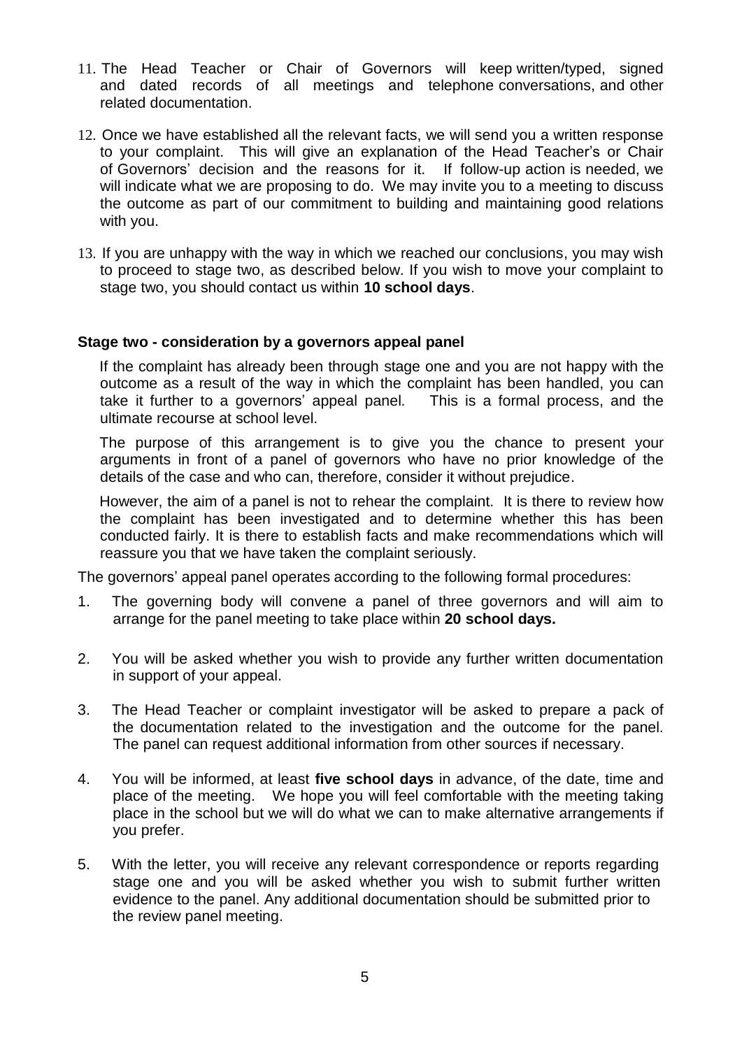11. The Head Teacher or Chair of Governors will keep written/typed, signed and dated records of all meetings and telephone conversations, and other related documentation.

12. Once we have established all the relevant facts, we will send you a written response to your complaint. This will give an explanation of the Head Teacher's or Chair of Governors' decision and the reasons for it. If follow-up action is needed, we will indicate what we are proposing to do. We may invite you to a meeting to discuss the outcome as part of our commitment to building and maintaining good relations with you.

13. If you are unhappy with the way in which we reached our conclusions, you may wish to proceed to stage two, as described below. If you wish to move your complaint to stage two, you should contact us within **10 school days**.

**Stage two - consideration by a governors appeal panel**

If the complaint has already been through stage one and you are not happy with the outcome as a result of the way in which the complaint has been handled, you can take it further to a governors' appeal panel. This is a formal process, and the ultimate recourse at school level.

The purpose of this arrangement is to give you the chance to present your arguments in front of a panel of governors who have no prior knowledge of the details of the case and who can, therefore, consider it without prejudice.

However, the aim of a panel is not to rehear the complaint. It is there to review how the complaint has been investigated and to determine whether this has been conducted fairly. It is there to establish facts and make recommendations which will reassure you that we have taken the complaint seriously.

The governors' appeal panel operates according to the following formal procedures:

1. The governing body will convene a panel of three governors and will aim to arrange for the panel meeting to take place within **20 school days.**

2. You will be asked whether you wish to provide any further written documentation in support of your appeal.

3. The Head Teacher or complaint investigator will be asked to prepare a pack of the documentation related to the investigation and the outcome for the panel. The panel can request additional information from other sources if necessary.

4. You will be informed, at least **five school days** in advance, of the date, time and place of the meeting. We hope you will feel comfortable with the meeting taking place in the school but we will do what we can to make alternative arrangements if you prefer.

5. With the letter, you will receive any relevant correspondence or reports regarding stage one and you will be asked whether you wish to submit further written evidence to the panel. Any additional documentation should be submitted prior to the review panel meeting.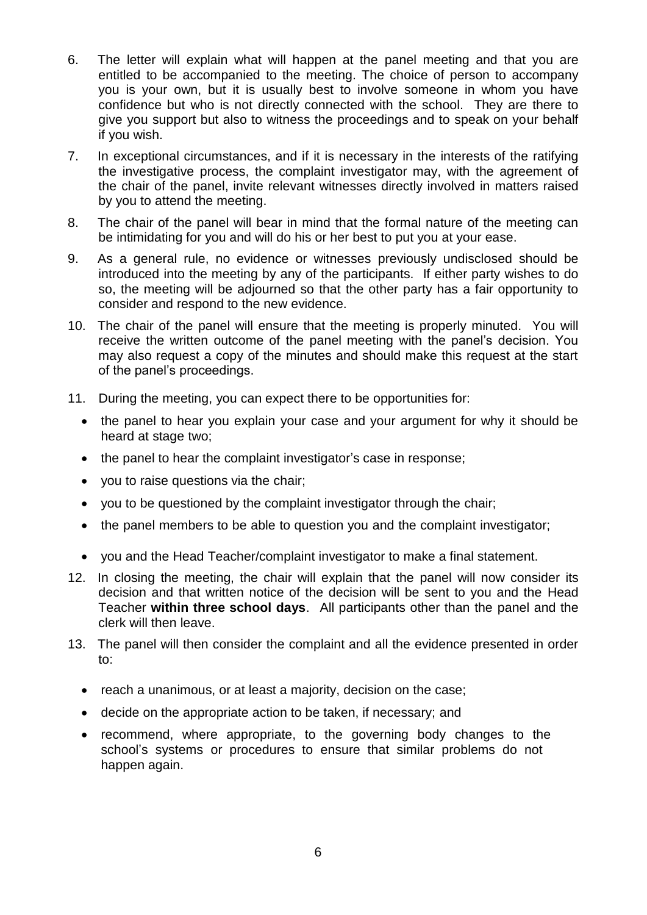6. The letter will explain what will happen at the panel meeting and that you are entitled to be accompanied to the meeting. The choice of person to accompany you is your own, but it is usually best to involve someone in whom you have confidence but who is not directly connected with the school. They are there to give you support but also to witness the proceedings and to speak on your behalf if you wish.

7. In exceptional circumstances, and if it is necessary in the interests of the ratifying the investigative process, the complaint investigator may, with the agreement of the chair of the panel, invite relevant witnesses directly involved in matters raised by you to attend the meeting.

8. The chair of the panel will bear in mind that the formal nature of the meeting can be intimidating for you and will do his or her best to put you at your ease.

9. As a general rule, no evidence or witnesses previously undisclosed should be introduced into the meeting by any of the participants. If either party wishes to do so, the meeting will be adjourned so that the other party has a fair opportunity to consider and respond to the new evidence.

10. The chair of the panel will ensure that the meeting is properly minuted. You will receive the written outcome of the panel meeting with the panel's decision. You may also request a copy of the minutes and should make this request at the start of the panel's proceedings.

11. During the meeting, you can expect there to be opportunities for:

    - the panel to hear you explain your case and your argument for why it should be heard at stage two;
    - the panel to hear the complaint investigator's case in response;
    - you to raise questions via the chair;
    - you to be questioned by the complaint investigator through the chair;
    - the panel members to be able to question you and the complaint investigator;
    - you and the Head Teacher/complaint investigator to make a final statement.

12. In closing the meeting, the chair will explain that the panel will now consider its decision and that written notice of the decision will be sent to you and the Head Teacher **within three school days**. All participants other than the panel and the clerk will then leave.

13. The panel will then consider the complaint and all the evidence presented in order to:

    - reach a unanimous, or at least a majority, decision on the case;
    - decide on the appropriate action to be taken, if necessary; and
    - recommend, where appropriate, to the governing body changes to the school's systems or procedures to ensure that similar problems do not happen again.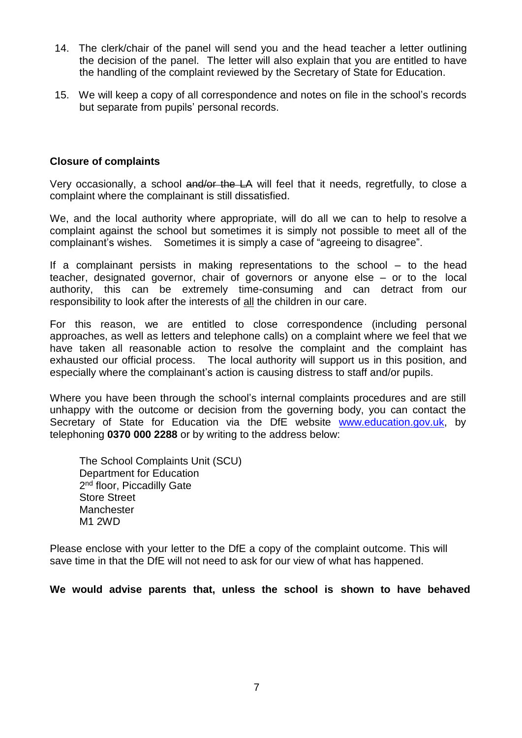14. The clerk/chair of the panel will send you and the head teacher a letter outlining the decision of the panel. The letter will also explain that you are entitled to have the handling of the complaint reviewed by the Secretary of State for Education.

15. We will keep a copy of all correspondence and notes on file in the school's records but separate from pupils' personal records.

**Closure of complaints**

Very occasionally, a school ~~and/or the LA~~ will feel that it needs, regretfully, to close a complaint where the complainant is still dissatisfied.

We, and the local authority where appropriate, will do all we can to help to resolve a complaint against the school but sometimes it is simply not possible to meet all of the complainant's wishes. Sometimes it is simply a case of "agreeing to disagree".

If a complainant persists in making representations to the school – to the head teacher, designated governor, chair of governors or anyone else – or to the local authority, this can be extremely time-consuming and can detract from our responsibility to look after the interests of <u>all</u> the children in our care.

For this reason, we are entitled to close correspondence (including personal approaches, as well as letters and telephone calls) on a complaint where we feel that we have taken all reasonable action to resolve the complaint and the complainant has exhausted our official process. The local authority will support us in this position, and especially where the complainant's action is causing distress to staff and/or pupils.

Where you have been through the school's internal complaints procedures and are still unhappy with the outcome or decision from the governing body, you can contact the Secretary of State for Education via the DfE website www.education.gov.uk, by telephoning **0370 000 2288** or by writing to the address below:

The School Complaints Unit (SCU)
Department for Education
2nd floor, Piccadilly Gate
Store Street
Manchester
M1 2WD

Please enclose with your letter to the DfE a copy of the complaint outcome. This will save time in that the DfE will not need to ask for our view of what has happened.

**We would advise parents that, unless the school is shown to have behaved**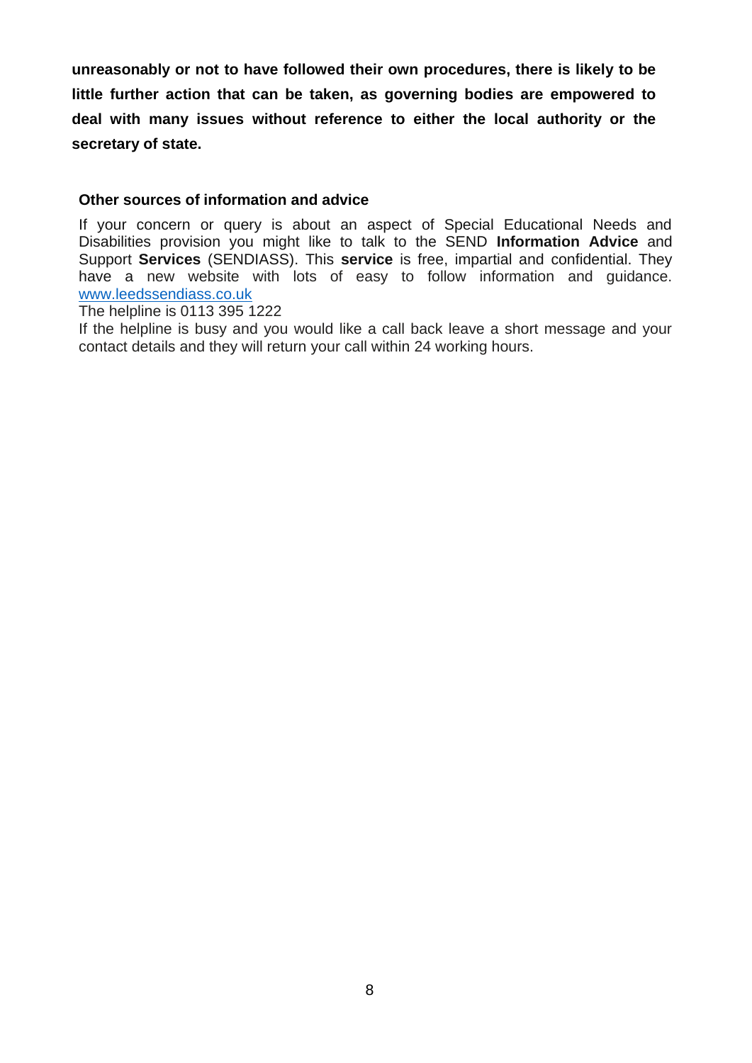**unreasonably or not to have followed their own procedures, there is likely to be little further action that can be taken, as governing bodies are empowered to deal with many issues without reference to either the local authority or the secretary of state.**

### Other sources of information and advice

If your concern or query is about an aspect of Special Educational Needs and Disabilities provision you might like to talk to the SEND **Information Advice** and Support **Services** (SENDIASS). This **service** is free, impartial and confidential. They have a new website with lots of easy to follow information and guidance. [www.leedssendiass.co.uk](http://www.leedssendiass.co.uk)

The helpline is 0113 395 1222

If the helpline is busy and you would like a call back leave a short message and your contact details and they will return your call within 24 working hours.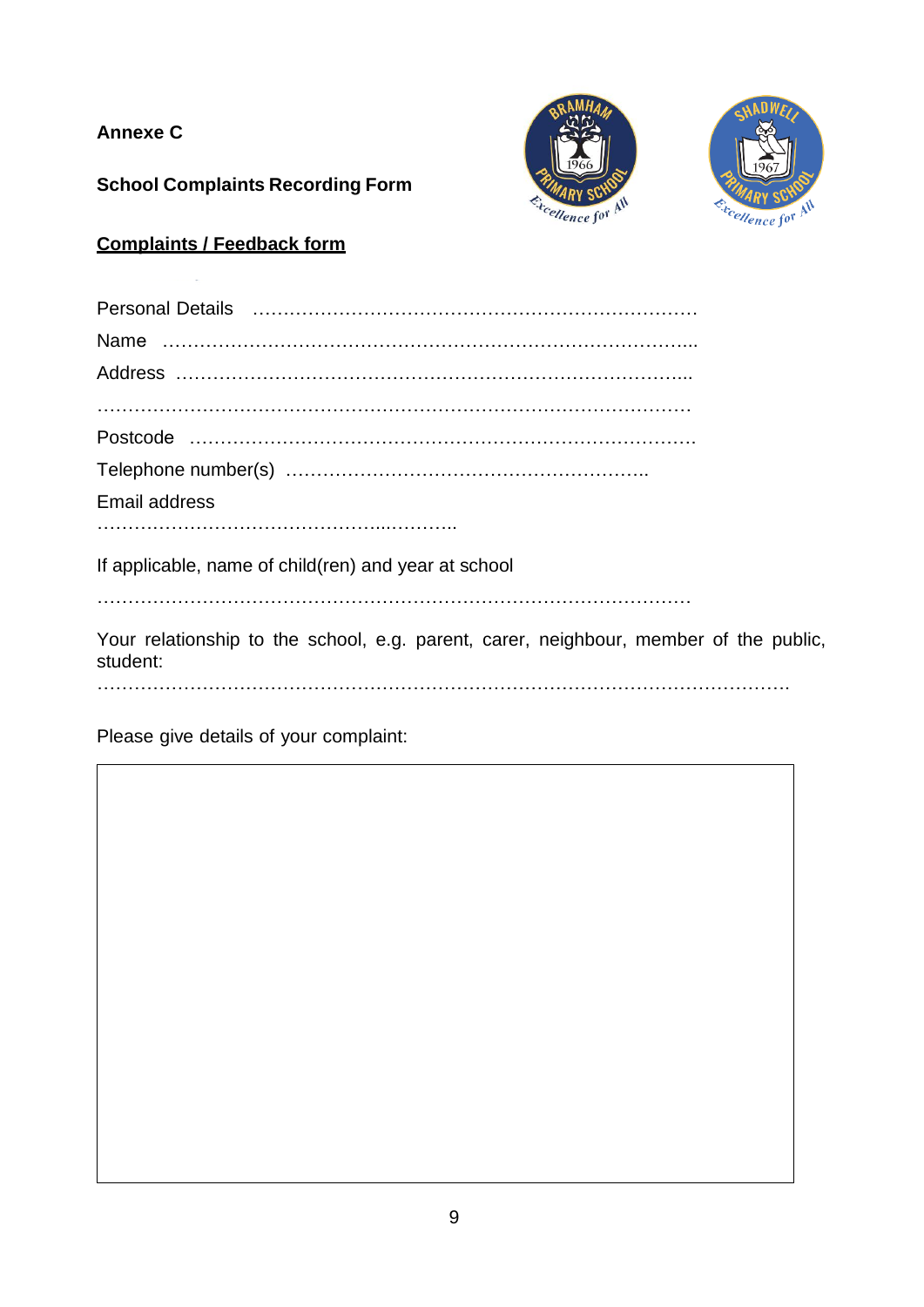**Annexe C**

**School Complaints Recording Form**

**Complaints / Feedback form**

Personal Details ………………………………………………………………

Name …………………………………………………………………………...

Address ………………………………………………………………………...

…………………………………………………………………………………

Postcode ……………………………………………………………………….

Telephone number(s) …………………………………………………..

Email address

………………………………………...………..

If applicable, name of child(ren) and year at school

…………………………………………………………………………………

Your relationship to the school, e.g. parent, carer, neighbour, member of the public, student:

……………………………………………………………………………………………….

Please give details of your complaint:

| |
|---|
| |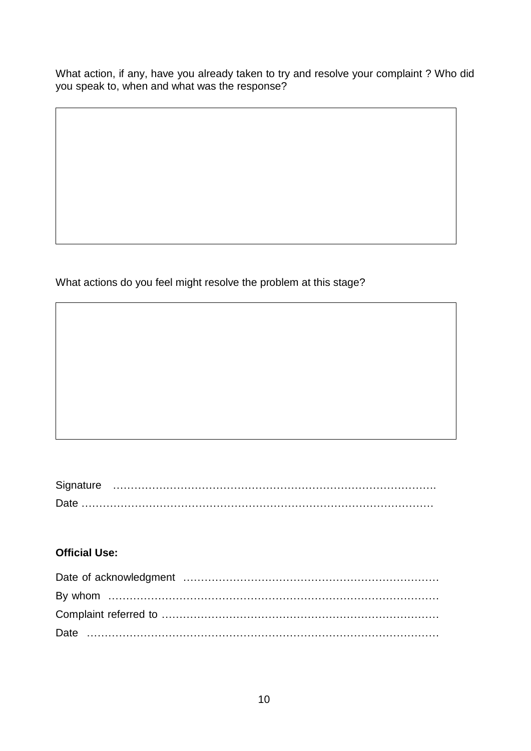What action, if any, have you already taken to try and resolve your complaint ? Who did you speak to, when and what was the response?

| |
|---|
| |

What actions do you feel might resolve the problem at this stage?

| |
|---|
| |

Signature ……………………………………………………………………………….

Date ………………………………………………………………………………………

**Official Use:**

Date of acknowledgment ………………………………………………………………

By whom …………………………………………………………………………………

Complaint referred to …………………………………………………………………

Date ………………………………………………………………………………………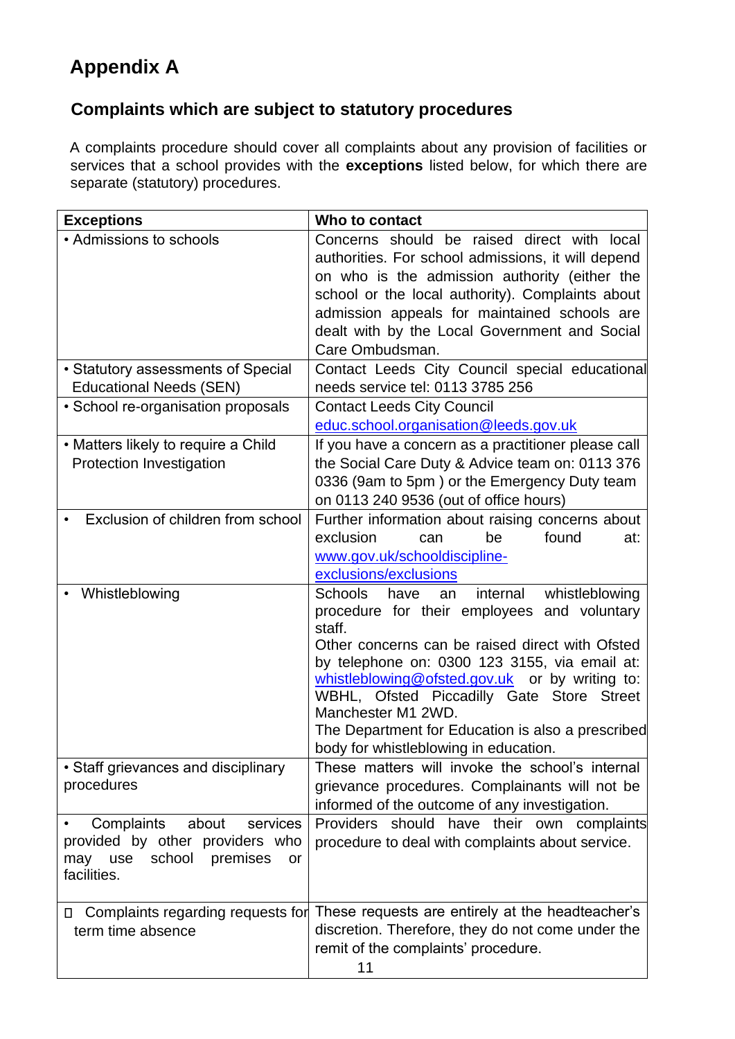# Appendix A

## Complaints which are subject to statutory procedures

A complaints procedure should cover all complaints about any provision of facilities or services that a school provides with the **exceptions** listed below, for which there are separate (statutory) procedures.

| **Exceptions** | **Who to contact** |
|---|---|
| • Admissions to schools | Concerns should be raised direct with local authorities. For school admissions, it will depend on who is the admission authority (either the school or the local authority). Complaints about admission appeals for maintained schools are dealt with by the Local Government and Social Care Ombudsman. |
| • Statutory assessments of Special Educational Needs (SEN) | Contact Leeds City Council special educational needs service tel: 0113 3785 256 |
| • School re-organisation proposals | Contact Leeds City Council educ.school.organisation@leeds.gov.uk |
| • Matters likely to require a Child Protection Investigation | If you have a concern as a practitioner please call the Social Care Duty & Advice team on: 0113 376 0336 (9am to 5pm ) or the Emergency Duty team on 0113 240 9536 (out of office hours) |
| • Exclusion of children from school | Further information about raising concerns about exclusion can be found at: www.gov.uk/schooldiscipline-exclusions/exclusions |
| • Whistleblowing | Schools have an internal whistleblowing procedure for their employees and voluntary staff.<br>Other concerns can be raised direct with Ofsted by telephone on: 0300 123 3155, via email at: whistleblowing@ofsted.gov.uk or by writing to: WBHL, Ofsted Piccadilly Gate Store Street Manchester M1 2WD.<br>The Department for Education is also a prescribed body for whistleblowing in education. |
| • Staff grievances and disciplinary procedures | These matters will invoke the school's internal grievance procedures. Complainants will not be informed of the outcome of any investigation. |
| • Complaints about services provided by other providers who may use school premises or facilities. | Providers should have their own complaints procedure to deal with complaints about service. |
| • Complaints regarding requests for term time absence | These requests are entirely at the headteacher's discretion. Therefore, they do not come under the remit of the complaints' procedure. |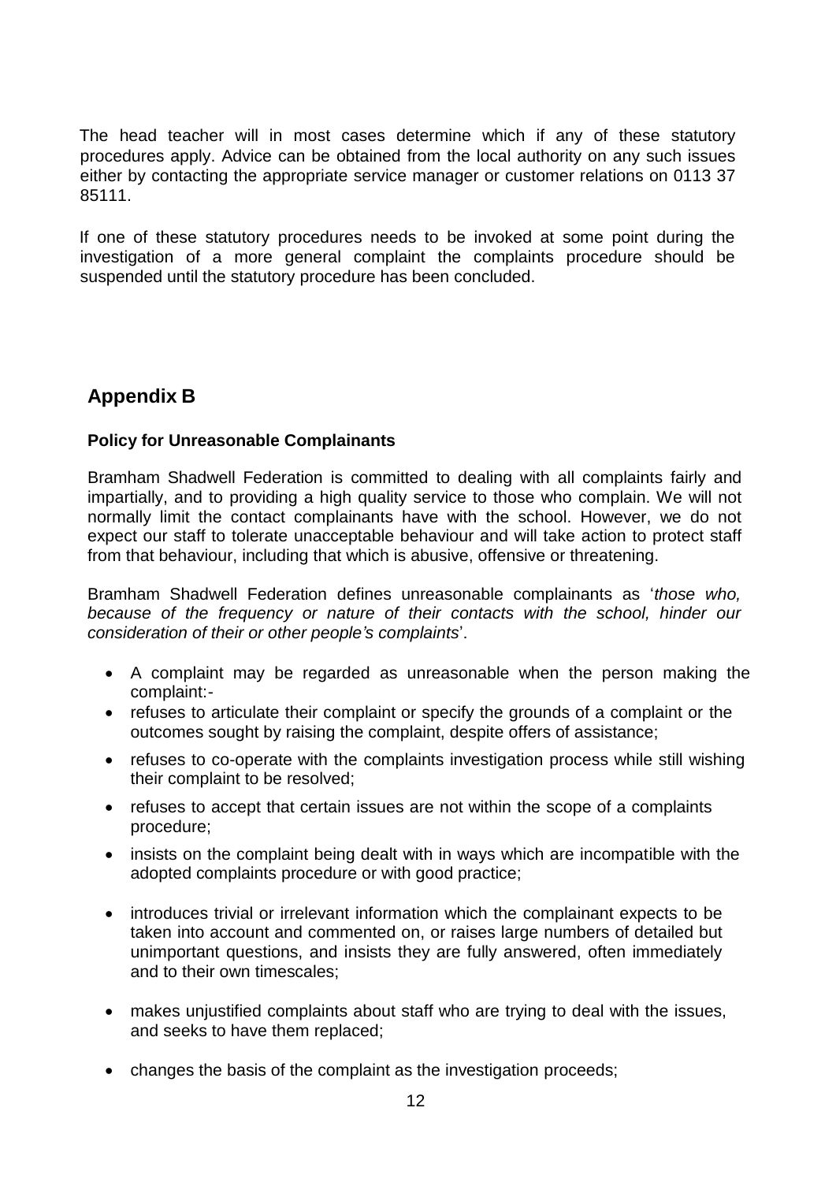The head teacher will in most cases determine which if any of these statutory procedures apply. Advice can be obtained from the local authority on any such issues either by contacting the appropriate service manager or customer relations on 0113 37 85111.

If one of these statutory procedures needs to be invoked at some point during the investigation of a more general complaint the complaints procedure should be suspended until the statutory procedure has been concluded.

## Appendix B

**Policy for Unreasonable Complainants**

Bramham Shadwell Federation is committed to dealing with all complaints fairly and impartially, and to providing a high quality service to those who complain. We will not normally limit the contact complainants have with the school. However, we do not expect our staff to tolerate unacceptable behaviour and will take action to protect staff from that behaviour, including that which is abusive, offensive or threatening.

Bramham Shadwell Federation defines unreasonable complainants as '*those who, because of the frequency or nature of their contacts with the school, hinder our consideration of their or other people's complaints*'.

- A complaint may be regarded as unreasonable when the person making the complaint:-
- refuses to articulate their complaint or specify the grounds of a complaint or the outcomes sought by raising the complaint, despite offers of assistance;
- refuses to co-operate with the complaints investigation process while still wishing their complaint to be resolved;
- refuses to accept that certain issues are not within the scope of a complaints procedure;
- insists on the complaint being dealt with in ways which are incompatible with the adopted complaints procedure or with good practice;
- introduces trivial or irrelevant information which the complainant expects to be taken into account and commented on, or raises large numbers of detailed but unimportant questions, and insists they are fully answered, often immediately and to their own timescales;
- makes unjustified complaints about staff who are trying to deal with the issues, and seeks to have them replaced;
- changes the basis of the complaint as the investigation proceeds;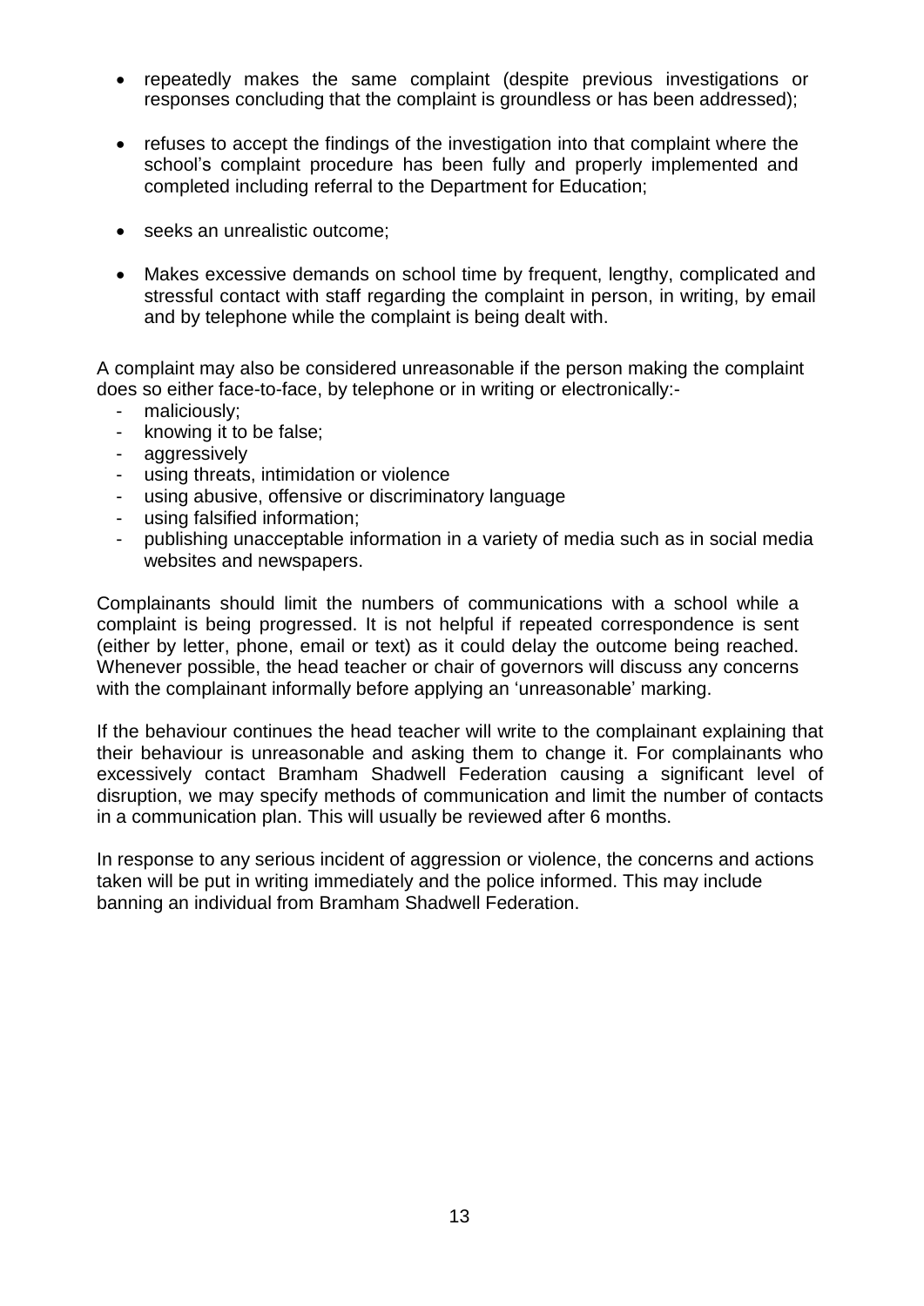- repeatedly makes the same complaint (despite previous investigations or responses concluding that the complaint is groundless or has been addressed);

- refuses to accept the findings of the investigation into that complaint where the school's complaint procedure has been fully and properly implemented and completed including referral to the Department for Education;

- seeks an unrealistic outcome;

- Makes excessive demands on school time by frequent, lengthy, complicated and stressful contact with staff regarding the complaint in person, in writing, by email and by telephone while the complaint is being dealt with.

A complaint may also be considered unreasonable if the person making the complaint does so either face-to-face, by telephone or in writing or electronically:-

- maliciously;
- knowing it to be false;
- aggressively
- using threats, intimidation or violence
- using abusive, offensive or discriminatory language
- using falsified information;
- publishing unacceptable information in a variety of media such as in social media websites and newspapers.

Complainants should limit the numbers of communications with a school while a complaint is being progressed. It is not helpful if repeated correspondence is sent (either by letter, phone, email or text) as it could delay the outcome being reached. Whenever possible, the head teacher or chair of governors will discuss any concerns with the complainant informally before applying an 'unreasonable' marking.

If the behaviour continues the head teacher will write to the complainant explaining that their behaviour is unreasonable and asking them to change it. For complainants who excessively contact Bramham Shadwell Federation causing a significant level of disruption, we may specify methods of communication and limit the number of contacts in a communication plan. This will usually be reviewed after 6 months.

In response to any serious incident of aggression or violence, the concerns and actions taken will be put in writing immediately and the police informed. This may include banning an individual from Bramham Shadwell Federation.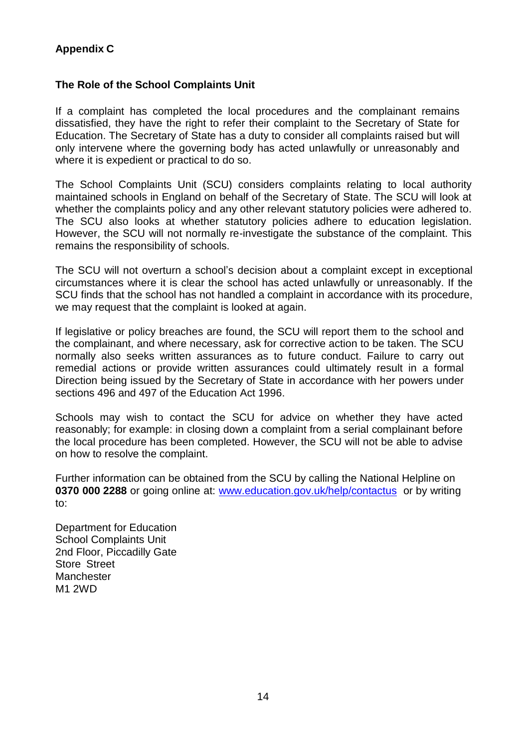## Appendix C

### The Role of the School Complaints Unit

If a complaint has completed the local procedures and the complainant remains dissatisfied, they have the right to refer their complaint to the Secretary of State for Education. The Secretary of State has a duty to consider all complaints raised but will only intervene where the governing body has acted unlawfully or unreasonably and where it is expedient or practical to do so.

The School Complaints Unit (SCU) considers complaints relating to local authority maintained schools in England on behalf of the Secretary of State. The SCU will look at whether the complaints policy and any other relevant statutory policies were adhered to. The SCU also looks at whether statutory policies adhere to education legislation. However, the SCU will not normally re-investigate the substance of the complaint. This remains the responsibility of schools.

The SCU will not overturn a school's decision about a complaint except in exceptional circumstances where it is clear the school has acted unlawfully or unreasonably. If the SCU finds that the school has not handled a complaint in accordance with its procedure, we may request that the complaint is looked at again.

If legislative or policy breaches are found, the SCU will report them to the school and the complainant, and where necessary, ask for corrective action to be taken. The SCU normally also seeks written assurances as to future conduct. Failure to carry out remedial actions or provide written assurances could ultimately result in a formal Direction being issued by the Secretary of State in accordance with her powers under sections 496 and 497 of the Education Act 1996.

Schools may wish to contact the SCU for advice on whether they have acted reasonably; for example: in closing down a complaint from a serial complainant before the local procedure has been completed. However, the SCU will not be able to advise on how to resolve the complaint.

Further information can be obtained from the SCU by calling the National Helpline on **0370 000 2288** or going online at: [www.education.gov.uk/help/contactus](http://www.education.gov.uk/help/contactus) or by writing to:

Department for Education
School Complaints Unit
2nd Floor, Piccadilly Gate
Store Street
Manchester
M1 2WD